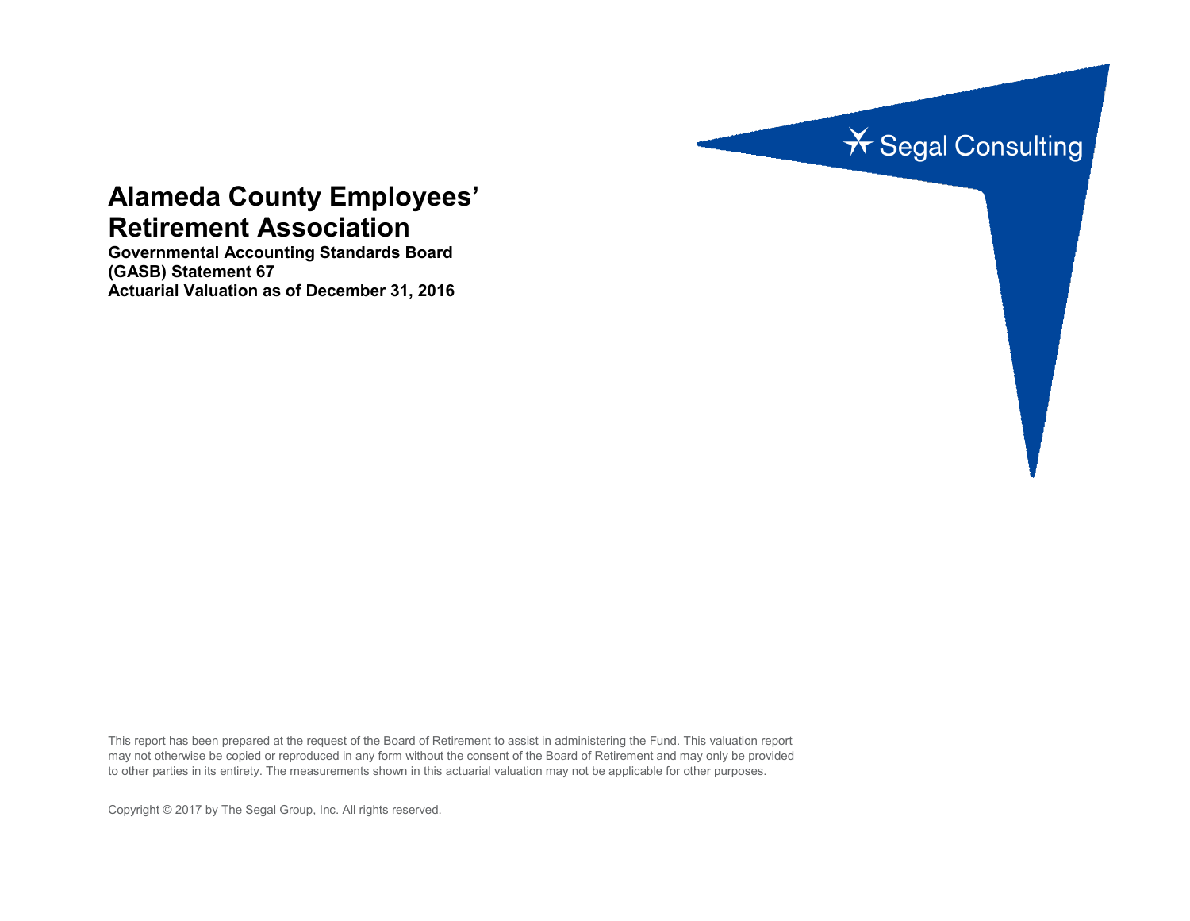Segal Consulting

# Alameda County Employees' Retirement Association

**Governmental Accounting Standards Board (GASB) Statement 67**
**Actuarial Valuation as of December 31, 2016**

This report has been prepared at the request of the Board of Retirement to assist in administering the Fund. This valuation report may not otherwise be copied or reproduced in any form without the consent of the Board of Retirement and may only be provided to other parties in its entirety. The measurements shown in this actuarial valuation may not be applicable for other purposes.

Copyright © 2017 by The Segal Group, Inc. All rights reserved.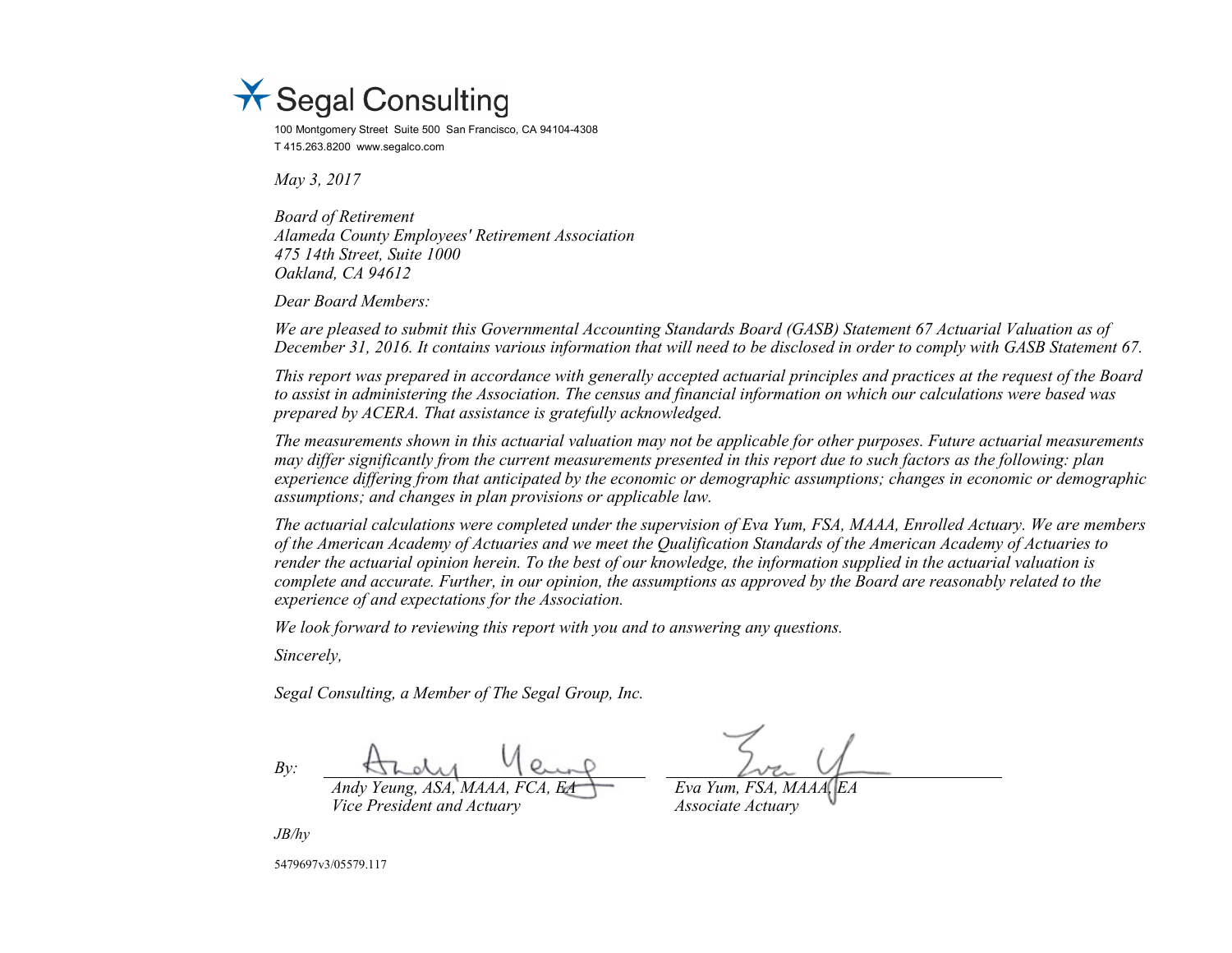Segal Consulting

100 Montgomery Street Suite 500 San Francisco, CA 94104-4308
T 415.263.8200 www.segalco.com

*May 3, 2017*

*Board of Retirement*
*Alameda County Employees' Retirement Association*
*475 14th Street, Suite 1000*
*Oakland, CA 94612*

*Dear Board Members:*

*We are pleased to submit this Governmental Accounting Standards Board (GASB) Statement 67 Actuarial Valuation as of December 31, 2016. It contains various information that will need to be disclosed in order to comply with GASB Statement 67.*

*This report was prepared in accordance with generally accepted actuarial principles and practices at the request of the Board to assist in administering the Association. The census and financial information on which our calculations were based was prepared by ACERA. That assistance is gratefully acknowledged.*

*The measurements shown in this actuarial valuation may not be applicable for other purposes. Future actuarial measurements may differ significantly from the current measurements presented in this report due to such factors as the following: plan experience differing from that anticipated by the economic or demographic assumptions; changes in economic or demographic assumptions; and changes in plan provisions or applicable law.*

*The actuarial calculations were completed under the supervision of Eva Yum, FSA, MAAA, Enrolled Actuary. We are members of the American Academy of Actuaries and we meet the Qualification Standards of the American Academy of Actuaries to render the actuarial opinion herein. To the best of our knowledge, the information supplied in the actuarial valuation is complete and accurate. Further, in our opinion, the assumptions as approved by the Board are reasonably related to the experience of and expectations for the Association.*

*We look forward to reviewing this report with you and to answering any questions.*

*Sincerely,*

*Segal Consulting, a Member of The Segal Group, Inc.*

*By:*

*Andy Yeung, ASA, MAAA, FCA, EA*
*Vice President and Actuary*

*Eva Yum, FSA, MAAA, EA*
*Associate Actuary*

*JB/hy*

5479697v3/05579.117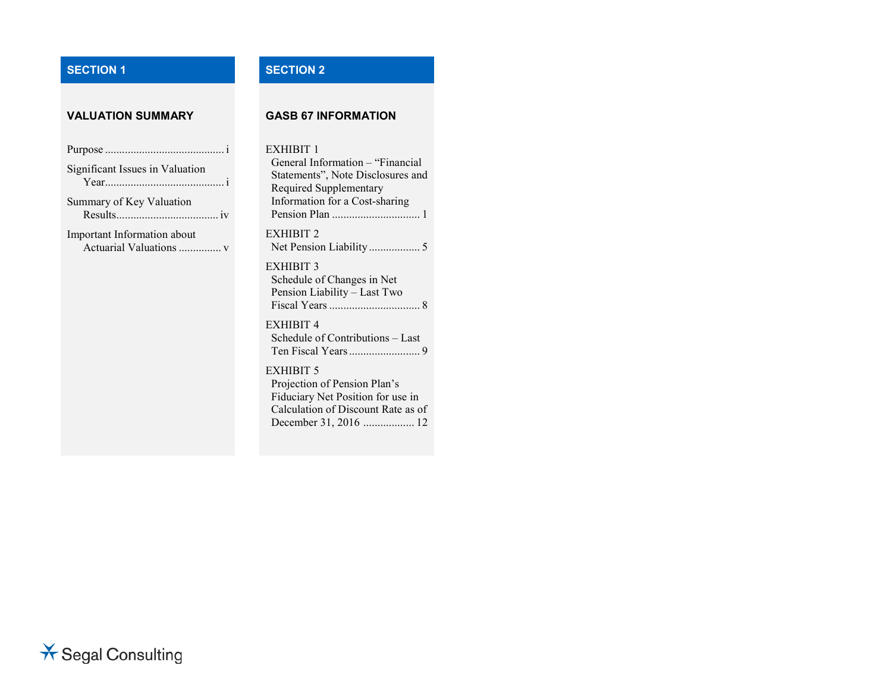## SECTION 1

### VALUATION SUMMARY

Purpose ........................................ i

Significant Issues in Valuation Year........................................ i

Summary of Key Valuation Results.................................. iv

Important Information about Actuarial Valuations .............. v

## SECTION 2

### GASB 67 INFORMATION

EXHIBIT 1
General Information – "Financial Statements", Note Disclosures and Required Supplementary Information for a Cost-sharing Pension Plan .............................. 1

EXHIBIT 2
Net Pension Liability ................. 5

EXHIBIT 3
Schedule of Changes in Net Pension Liability – Last Two Fiscal Years ............................... 8

EXHIBIT 4
Schedule of Contributions – Last Ten Fiscal Years ........................ 9

EXHIBIT 5
Projection of Pension Plan's Fiduciary Net Position for use in Calculation of Discount Rate as of December 31, 2016 ................. 12

Segal Consulting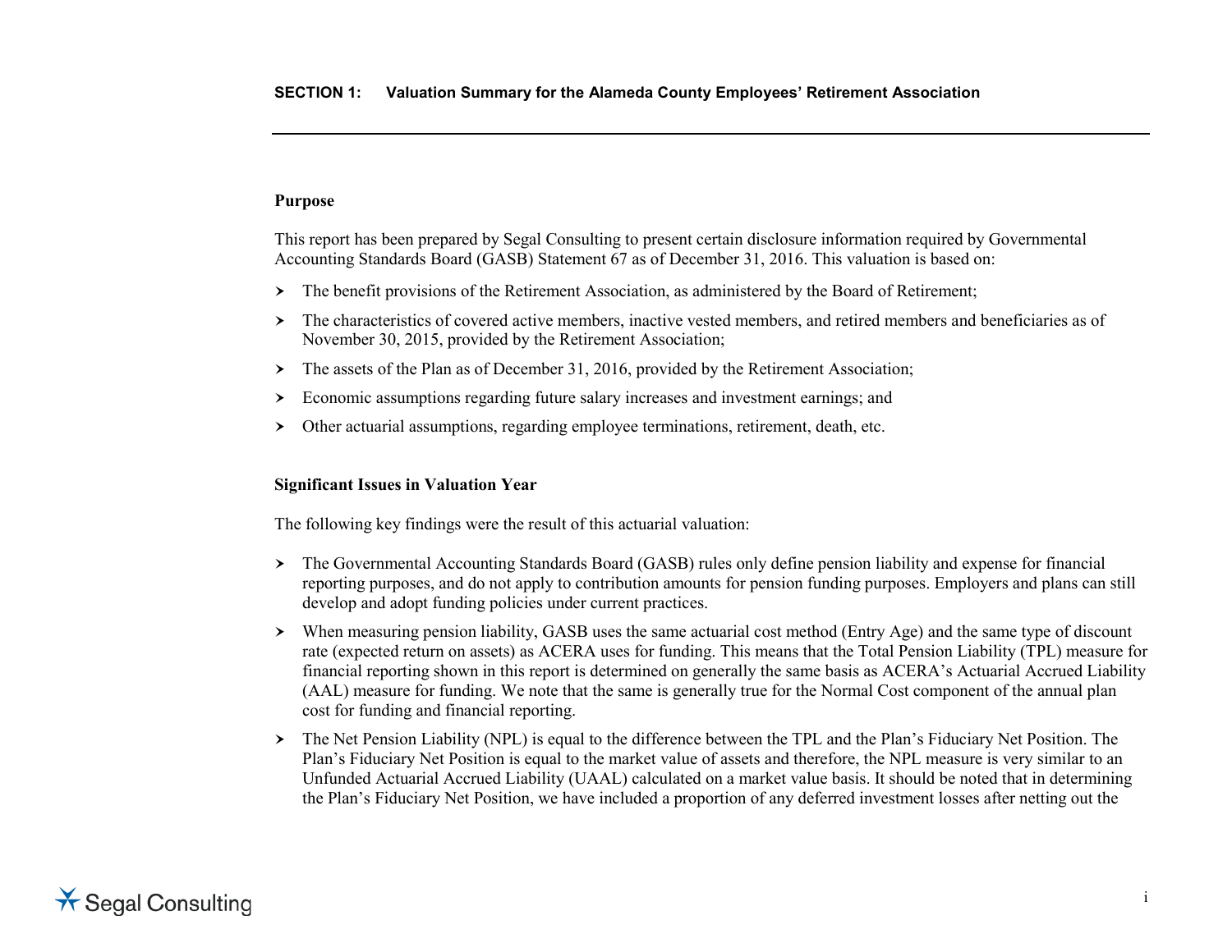### Purpose

This report has been prepared by Segal Consulting to present certain disclosure information required by Governmental Accounting Standards Board (GASB) Statement 67 as of December 31, 2016. This valuation is based on:

- The benefit provisions of the Retirement Association, as administered by the Board of Retirement;
- The characteristics of covered active members, inactive vested members, and retired members and beneficiaries as of November 30, 2015, provided by the Retirement Association;
- The assets of the Plan as of December 31, 2016, provided by the Retirement Association;
- Economic assumptions regarding future salary increases and investment earnings; and
- Other actuarial assumptions, regarding employee terminations, retirement, death, etc.

### Significant Issues in Valuation Year

The following key findings were the result of this actuarial valuation:

- The Governmental Accounting Standards Board (GASB) rules only define pension liability and expense for financial reporting purposes, and do not apply to contribution amounts for pension funding purposes. Employers and plans can still develop and adopt funding policies under current practices.
- When measuring pension liability, GASB uses the same actuarial cost method (Entry Age) and the same type of discount rate (expected return on assets) as ACERA uses for funding. This means that the Total Pension Liability (TPL) measure for financial reporting shown in this report is determined on generally the same basis as ACERA's Actuarial Accrued Liability (AAL) measure for funding. We note that the same is generally true for the Normal Cost component of the annual plan cost for funding and financial reporting.
- The Net Pension Liability (NPL) is equal to the difference between the TPL and the Plan's Fiduciary Net Position. The Plan's Fiduciary Net Position is equal to the market value of assets and therefore, the NPL measure is very similar to an Unfunded Actuarial Accrued Liability (UAAL) calculated on a market value basis. It should be noted that in determining the Plan's Fiduciary Net Position, we have included a proportion of any deferred investment losses after netting out the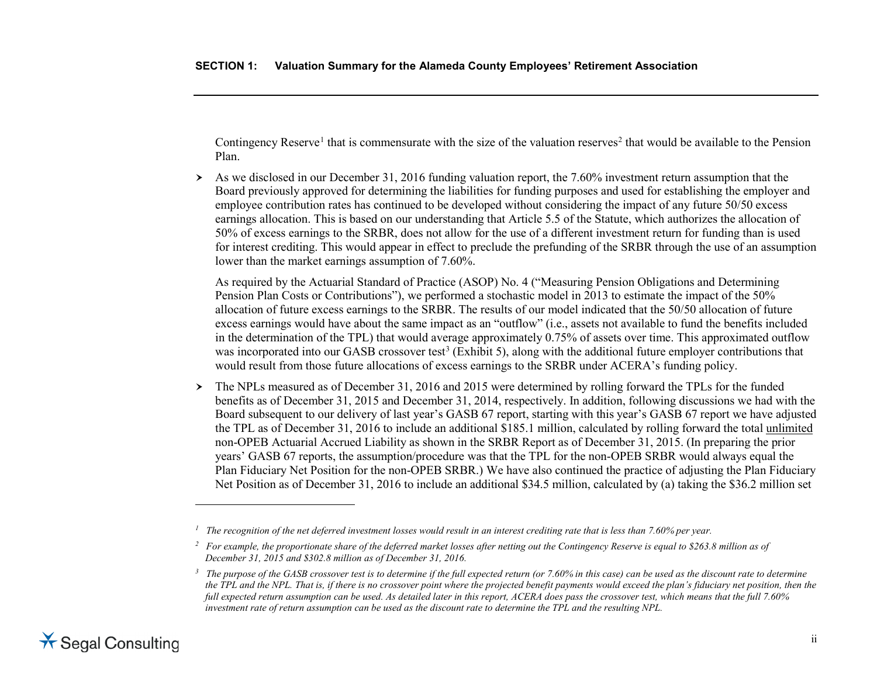Contingency Reserve[1] that is commensurate with the size of the valuation reserves[2] that would be available to the Pension Plan.

- As we disclosed in our December 31, 2016 funding valuation report, the 7.60% investment return assumption that the Board previously approved for determining the liabilities for funding purposes and used for establishing the employer and employee contribution rates has continued to be developed without considering the impact of any future 50/50 excess earnings allocation. This is based on our understanding that Article 5.5 of the Statute, which authorizes the allocation of 50% of excess earnings to the SRBR, does not allow for the use of a different investment return for funding than is used for interest crediting. This would appear in effect to preclude the prefunding of the SRBR through the use of an assumption lower than the market earnings assumption of 7.60%.

  As required by the Actuarial Standard of Practice (ASOP) No. 4 ("Measuring Pension Obligations and Determining Pension Plan Costs or Contributions"), we performed a stochastic model in 2013 to estimate the impact of the 50% allocation of future excess earnings to the SRBR. The results of our model indicated that the 50/50 allocation of future excess earnings would have about the same impact as an "outflow" (i.e., assets not available to fund the benefits included in the determination of the TPL) that would average approximately 0.75% of assets over time. This approximated outflow was incorporated into our GASB crossover test[3] (Exhibit 5), along with the additional future employer contributions that would result from those future allocations of excess earnings to the SRBR under ACERA's funding policy.

- The NPLs measured as of December 31, 2016 and 2015 were determined by rolling forward the TPLs for the funded benefits as of December 31, 2015 and December 31, 2014, respectively. In addition, following discussions we had with the Board subsequent to our delivery of last year's GASB 67 report, starting with this year's GASB 67 report we have adjusted the TPL as of December 31, 2016 to include an additional $185.1 million, calculated by rolling forward the total unlimited non-OPEB Actuarial Accrued Liability as shown in the SRBR Report as of December 31, 2015. (In preparing the prior years' GASB 67 reports, the assumption/procedure was that the TPL for the non-OPEB SRBR would always equal the Plan Fiduciary Net Position for the non-OPEB SRBR.) We have also continued the practice of adjusting the Plan Fiduciary Net Position as of December 31, 2016 to include an additional $34.5 million, calculated by (a) taking the $36.2 million set

---

[1] *The recognition of the net deferred investment losses would result in an interest crediting rate that is less than 7.60% per year.*

[2] *For example, the proportionate share of the deferred market losses after netting out the Contingency Reserve is equal to $263.8 million as of December 31, 2015 and $302.8 million as of December 31, 2016.*

[3] *The purpose of the GASB crossover test is to determine if the full expected return (or 7.60% in this case) can be used as the discount rate to determine the TPL and the NPL. That is, if there is no crossover point where the projected benefit payments would exceed the plan's fiduciary net position, then the full expected return assumption can be used. As detailed later in this report, ACERA does pass the crossover test, which means that the full 7.60% investment rate of return assumption can be used as the discount rate to determine the TPL and the resulting NPL.*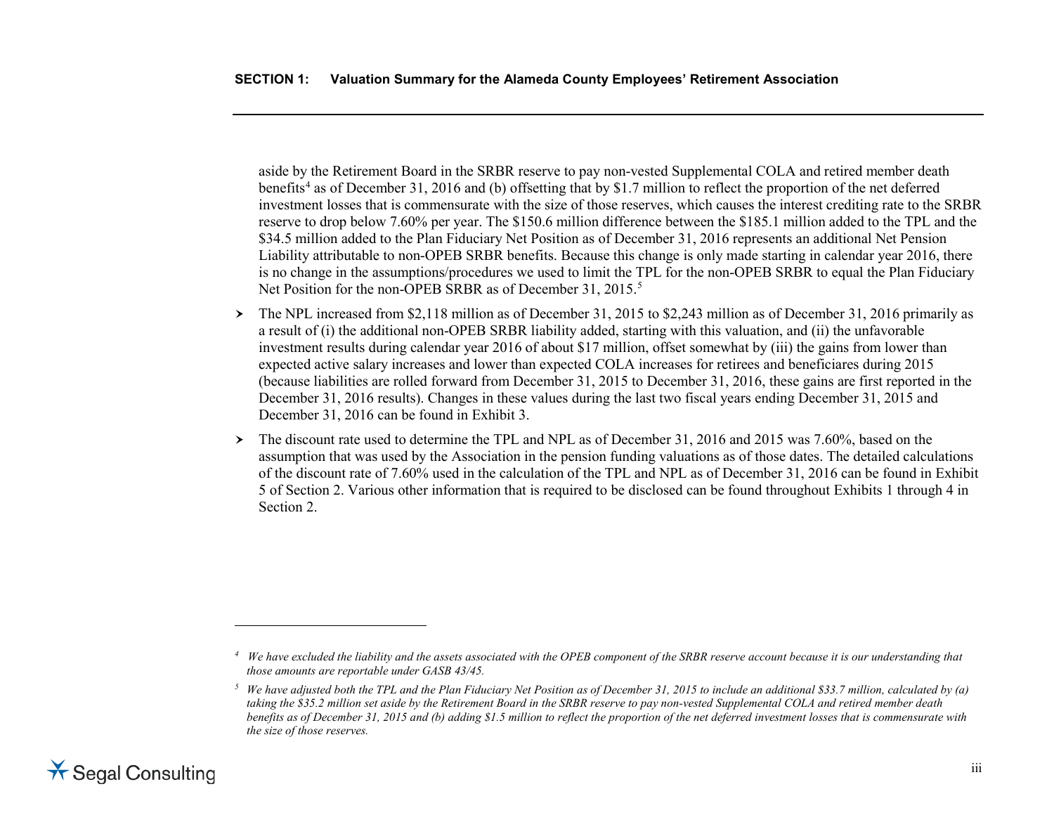aside by the Retirement Board in the SRBR reserve to pay non-vested Supplemental COLA and retired member death benefits[4] as of December 31, 2016 and (b) offsetting that by $1.7 million to reflect the proportion of the net deferred investment losses that is commensurate with the size of those reserves, which causes the interest crediting rate to the SRBR reserve to drop below 7.60% per year. The $150.6 million difference between the $185.1 million added to the TPL and the $34.5 million added to the Plan Fiduciary Net Position as of December 31, 2016 represents an additional Net Pension Liability attributable to non-OPEB SRBR benefits. Because this change is only made starting in calendar year 2016, there is no change in the assumptions/procedures we used to limit the TPL for the non-OPEB SRBR to equal the Plan Fiduciary Net Position for the non-OPEB SRBR as of December 31, 2015.[5]

- The NPL increased from $2,118 million as of December 31, 2015 to $2,243 million as of December 31, 2016 primarily as a result of (i) the additional non-OPEB SRBR liability added, starting with this valuation, and (ii) the unfavorable investment results during calendar year 2016 of about $17 million, offset somewhat by (iii) the gains from lower than expected active salary increases and lower than expected COLA increases for retirees and beneficiares during 2015 (because liabilities are rolled forward from December 31, 2015 to December 31, 2016, these gains are first reported in the December 31, 2016 results). Changes in these values during the last two fiscal years ending December 31, 2015 and December 31, 2016 can be found in Exhibit 3.
- The discount rate used to determine the TPL and NPL as of December 31, 2016 and 2015 was 7.60%, based on the assumption that was used by the Association in the pension funding valuations as of those dates. The detailed calculations of the discount rate of 7.60% used in the calculation of the TPL and NPL as of December 31, 2016 can be found in Exhibit 5 of Section 2. Various other information that is required to be disclosed can be found throughout Exhibits 1 through 4 in Section 2.

---

[4] *We have excluded the liability and the assets associated with the OPEB component of the SRBR reserve account because it is our understanding that those amounts are reportable under GASB 43/45.*

[5] *We have adjusted both the TPL and the Plan Fiduciary Net Position as of December 31, 2015 to include an additional $33.7 million, calculated by (a) taking the $35.2 million set aside by the Retirement Board in the SRBR reserve to pay non-vested Supplemental COLA and retired member death benefits as of December 31, 2015 and (b) adding $1.5 million to reflect the proportion of the net deferred investment losses that is commensurate with the size of those reserves.*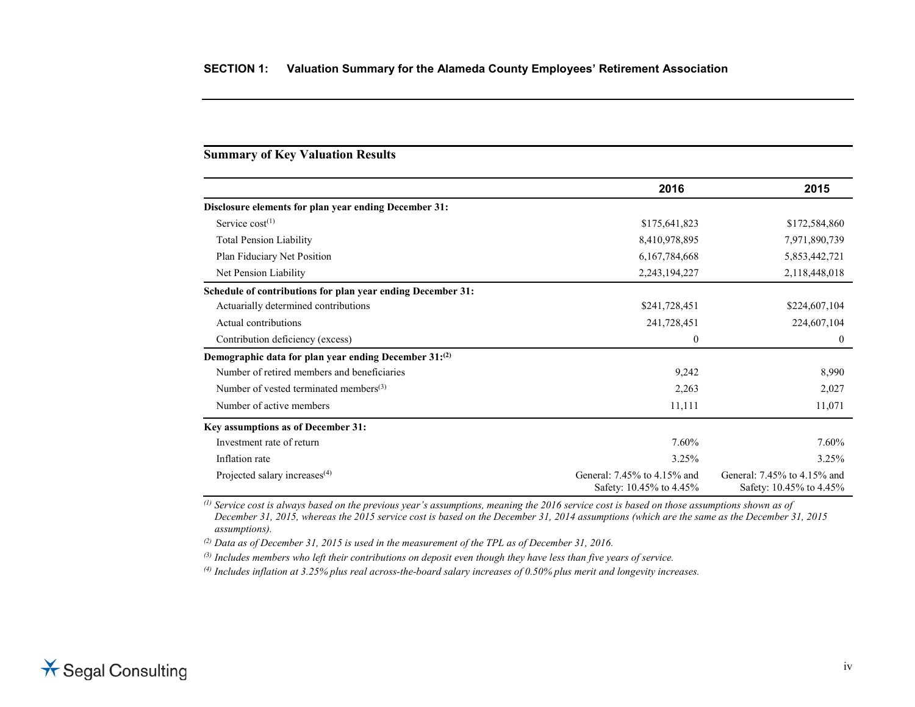## SECTION 1: Valuation Summary for the Alameda County Employees' Retirement Association

### Summary of Key Valuation Results

| | 2016 | 2015 |
|---|---|---|
| **Disclosure elements for plan year ending December 31:** | | |
| Service cost[(1)] | $175,641,823 | $172,584,860 |
| Total Pension Liability | 8,410,978,895 | 7,971,890,739 |
| Plan Fiduciary Net Position | 6,167,784,668 | 5,853,442,721 |
| Net Pension Liability | 2,243,194,227 | 2,118,448,018 |
| **Schedule of contributions for plan year ending December 31:** | | |
| Actuarially determined contributions | $241,728,451 | $224,607,104 |
| Actual contributions | 241,728,451 | 224,607,104 |
| Contribution deficiency (excess) | 0 | 0 |
| **Demographic data for plan year ending December 31:[(2)]** | | |
| Number of retired members and beneficiaries | 9,242 | 8,990 |
| Number of vested terminated members[(3)] | 2,263 | 2,027 |
| Number of active members | 11,111 | 11,071 |
| **Key assumptions as of December 31:** | | |
| Investment rate of return | 7.60% | 7.60% |
| Inflation rate | 3.25% | 3.25% |
| Projected salary increases[(4)] | General: 7.45% to 4.15% and Safety: 10.45% to 4.45% | General: 7.45% to 4.15% and Safety: 10.45% to 4.45% |

*(1) Service cost is always based on the previous year's assumptions, meaning the 2016 service cost is based on those assumptions shown as of December 31, 2015, whereas the 2015 service cost is based on the December 31, 2014 assumptions (which are the same as the December 31, 2015 assumptions).*

*(2) Data as of December 31, 2015 is used in the measurement of the TPL as of December 31, 2016.*

*(3) Includes members who left their contributions on deposit even though they have less than five years of service.*

*(4) Includes inflation at 3.25% plus real across-the-board salary increases of 0.50% plus merit and longevity increases.*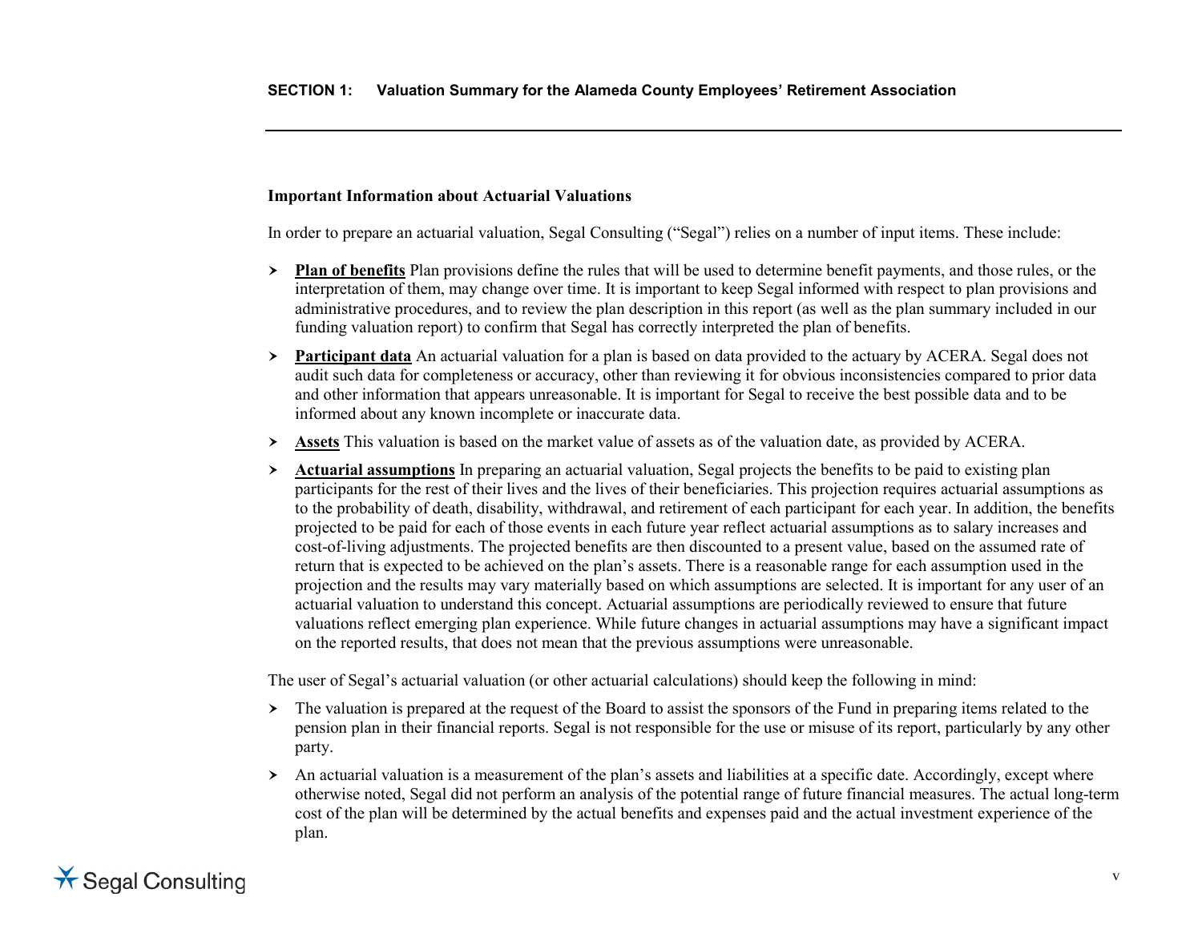**Important Information about Actuarial Valuations**

In order to prepare an actuarial valuation, Segal Consulting ("Segal") relies on a number of input items. These include:

- **Plan of benefits** Plan provisions define the rules that will be used to determine benefit payments, and those rules, or the interpretation of them, may change over time. It is important to keep Segal informed with respect to plan provisions and administrative procedures, and to review the plan description in this report (as well as the plan summary included in our funding valuation report) to confirm that Segal has correctly interpreted the plan of benefits.
- **Participant data** An actuarial valuation for a plan is based on data provided to the actuary by ACERA. Segal does not audit such data for completeness or accuracy, other than reviewing it for obvious inconsistencies compared to prior data and other information that appears unreasonable. It is important for Segal to receive the best possible data and to be informed about any known incomplete or inaccurate data.
- **Assets** This valuation is based on the market value of assets as of the valuation date, as provided by ACERA.
- **Actuarial assumptions** In preparing an actuarial valuation, Segal projects the benefits to be paid to existing plan participants for the rest of their lives and the lives of their beneficiaries. This projection requires actuarial assumptions as to the probability of death, disability, withdrawal, and retirement of each participant for each year. In addition, the benefits projected to be paid for each of those events in each future year reflect actuarial assumptions as to salary increases and cost-of-living adjustments. The projected benefits are then discounted to a present value, based on the assumed rate of return that is expected to be achieved on the plan's assets. There is a reasonable range for each assumption used in the projection and the results may vary materially based on which assumptions are selected. It is important for any user of an actuarial valuation to understand this concept. Actuarial assumptions are periodically reviewed to ensure that future valuations reflect emerging plan experience. While future changes in actuarial assumptions may have a significant impact on the reported results, that does not mean that the previous assumptions were unreasonable.

The user of Segal's actuarial valuation (or other actuarial calculations) should keep the following in mind:

- The valuation is prepared at the request of the Board to assist the sponsors of the Fund in preparing items related to the pension plan in their financial reports. Segal is not responsible for the use or misuse of its report, particularly by any other party.
- An actuarial valuation is a measurement of the plan's assets and liabilities at a specific date. Accordingly, except where otherwise noted, Segal did not perform an analysis of the potential range of future financial measures. The actual long-term cost of the plan will be determined by the actual benefits and expenses paid and the actual investment experience of the plan.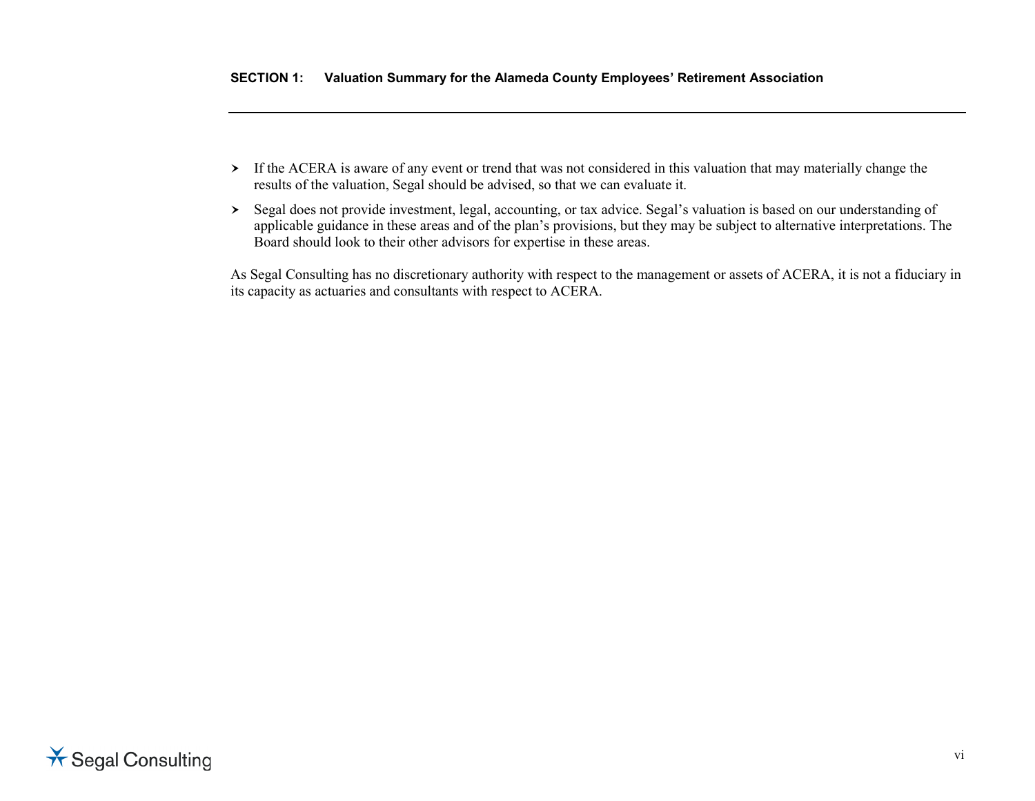- If the ACERA is aware of any event or trend that was not considered in this valuation that may materially change the results of the valuation, Segal should be advised, so that we can evaluate it.
- Segal does not provide investment, legal, accounting, or tax advice. Segal's valuation is based on our understanding of applicable guidance in these areas and of the plan's provisions, but they may be subject to alternative interpretations. The Board should look to their other advisors for expertise in these areas.

As Segal Consulting has no discretionary authority with respect to the management or assets of ACERA, it is not a fiduciary in its capacity as actuaries and consultants with respect to ACERA.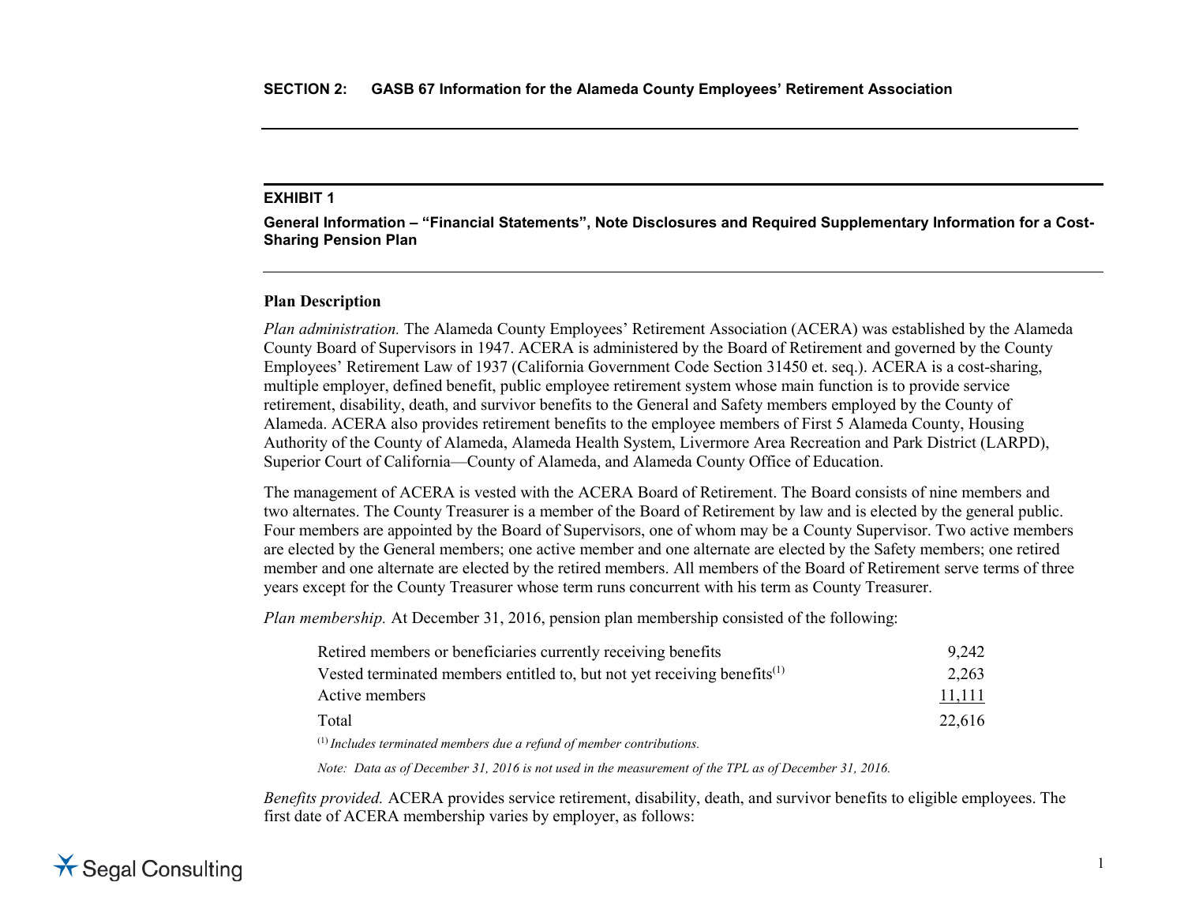**SECTION 2: GASB 67 Information for the Alameda County Employees' Retirement Association**

## EXHIBIT 1

**General Information – "Financial Statements", Note Disclosures and Required Supplementary Information for a Cost-Sharing Pension Plan**

### Plan Description

*Plan administration.* The Alameda County Employees' Retirement Association (ACERA) was established by the Alameda County Board of Supervisors in 1947. ACERA is administered by the Board of Retirement and governed by the County Employees' Retirement Law of 1937 (California Government Code Section 31450 et. seq.). ACERA is a cost-sharing, multiple employer, defined benefit, public employee retirement system whose main function is to provide service retirement, disability, death, and survivor benefits to the General and Safety members employed by the County of Alameda. ACERA also provides retirement benefits to the employee members of First 5 Alameda County, Housing Authority of the County of Alameda, Alameda Health System, Livermore Area Recreation and Park District (LARPD), Superior Court of California—County of Alameda, and Alameda County Office of Education.

The management of ACERA is vested with the ACERA Board of Retirement. The Board consists of nine members and two alternates. The County Treasurer is a member of the Board of Retirement by law and is elected by the general public. Four members are appointed by the Board of Supervisors, one of whom may be a County Supervisor. Two active members are elected by the General members; one active member and one alternate are elected by the Safety members; one retired member and one alternate are elected by the retired members. All members of the Board of Retirement serve terms of three years except for the County Treasurer whose term runs concurrent with his term as County Treasurer.

*Plan membership.* At December 31, 2016, pension plan membership consisted of the following:

| | |
|---|---|
| Retired members or beneficiaries currently receiving benefits | 9,242 |
| Vested terminated members entitled to, but not yet receiving benefits[1] | 2,263 |
| Active members | 11,111 |
| Total | 22,616 |

[1] *Includes terminated members due a refund of member contributions.*

*Note: Data as of December 31, 2016 is not used in the measurement of the TPL as of December 31, 2016.*

*Benefits provided.* ACERA provides service retirement, disability, death, and survivor benefits to eligible employees. The first date of ACERA membership varies by employer, as follows: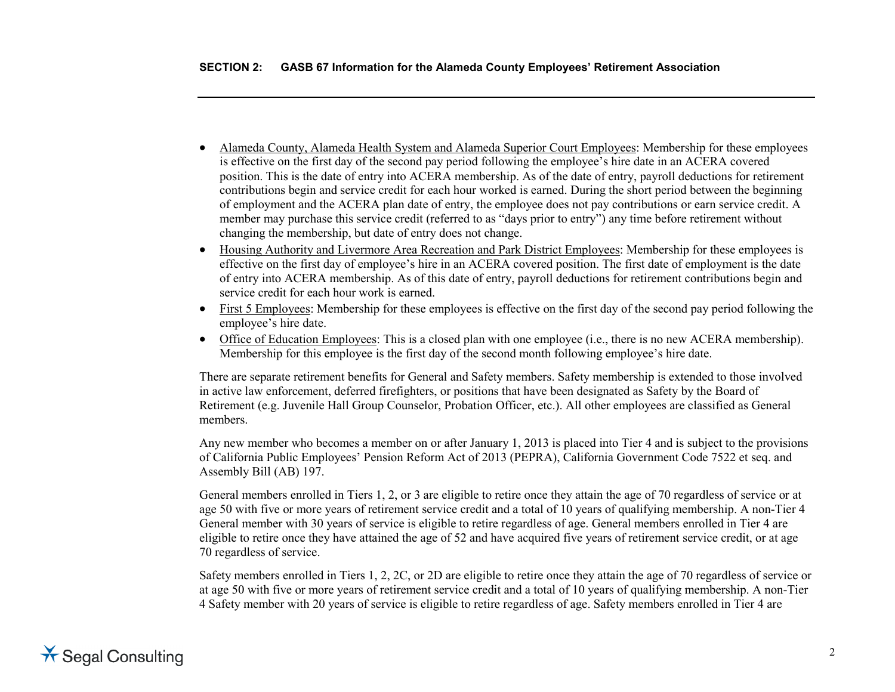- Alameda County, Alameda Health System and Alameda Superior Court Employees: Membership for these employees is effective on the first day of the second pay period following the employee's hire date in an ACERA covered position. This is the date of entry into ACERA membership. As of the date of entry, payroll deductions for retirement contributions begin and service credit for each hour worked is earned. During the short period between the beginning of employment and the ACERA plan date of entry, the employee does not pay contributions or earn service credit. A member may purchase this service credit (referred to as "days prior to entry") any time before retirement without changing the membership, but date of entry does not change.
- Housing Authority and Livermore Area Recreation and Park District Employees: Membership for these employees is effective on the first day of employee's hire in an ACERA covered position. The first date of employment is the date of entry into ACERA membership. As of this date of entry, payroll deductions for retirement contributions begin and service credit for each hour work is earned.
- First 5 Employees: Membership for these employees is effective on the first day of the second pay period following the employee's hire date.
- Office of Education Employees: This is a closed plan with one employee (i.e., there is no new ACERA membership). Membership for this employee is the first day of the second month following employee's hire date.

There are separate retirement benefits for General and Safety members. Safety membership is extended to those involved in active law enforcement, deferred firefighters, or positions that have been designated as Safety by the Board of Retirement (e.g. Juvenile Hall Group Counselor, Probation Officer, etc.). All other employees are classified as General members.

Any new member who becomes a member on or after January 1, 2013 is placed into Tier 4 and is subject to the provisions of California Public Employees' Pension Reform Act of 2013 (PEPRA), California Government Code 7522 et seq. and Assembly Bill (AB) 197.

General members enrolled in Tiers 1, 2, or 3 are eligible to retire once they attain the age of 70 regardless of service or at age 50 with five or more years of retirement service credit and a total of 10 years of qualifying membership. A non-Tier 4 General member with 30 years of service is eligible to retire regardless of age. General members enrolled in Tier 4 are eligible to retire once they have attained the age of 52 and have acquired five years of retirement service credit, or at age 70 regardless of service.

Safety members enrolled in Tiers 1, 2, 2C, or 2D are eligible to retire once they attain the age of 70 regardless of service or at age 50 with five or more years of retirement service credit and a total of 10 years of qualifying membership. A non-Tier 4 Safety member with 20 years of service is eligible to retire regardless of age. Safety members enrolled in Tier 4 are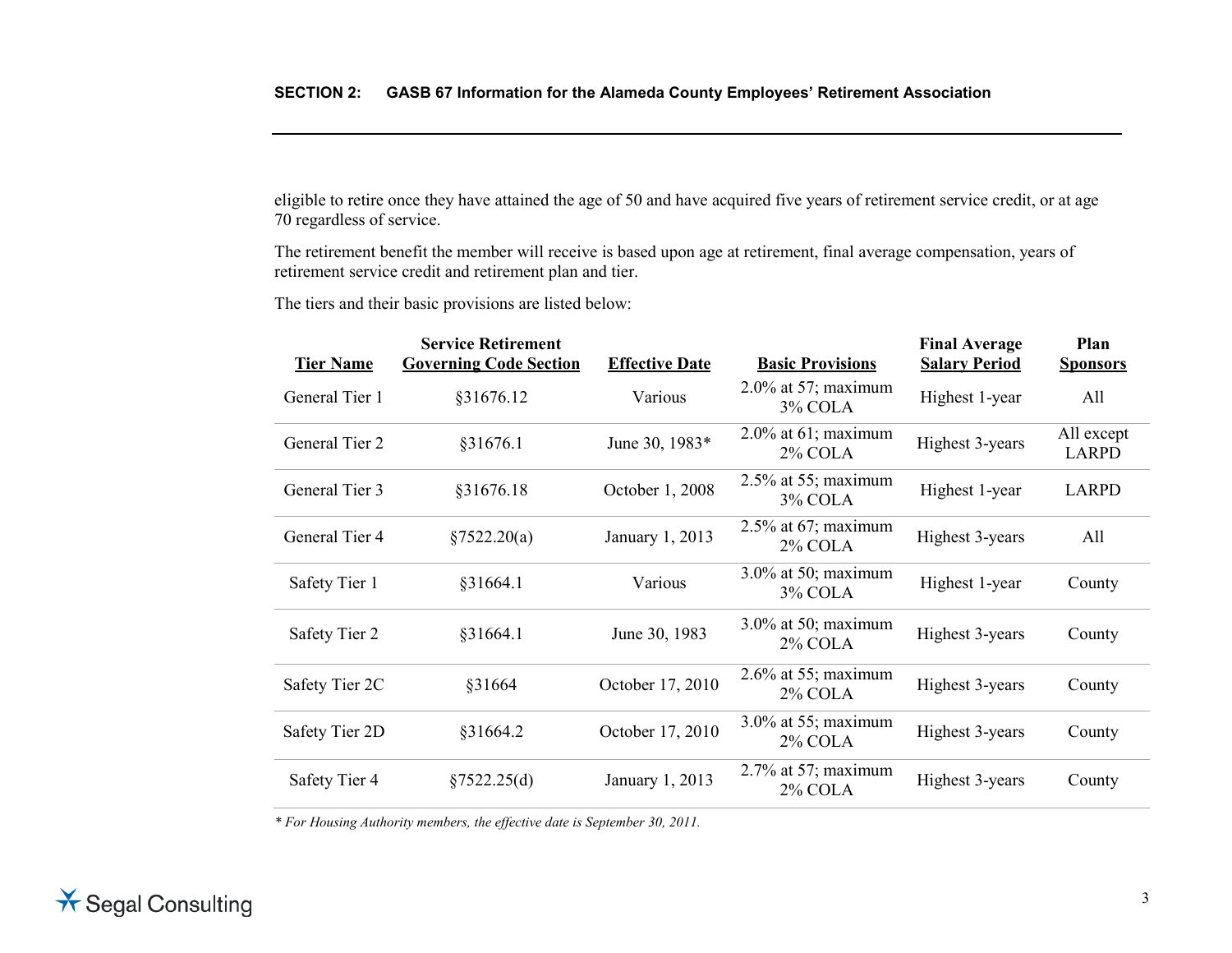eligible to retire once they have attained the age of 50 and have acquired five years of retirement service credit, or at age 70 regardless of service.

The retirement benefit the member will receive is based upon age at retirement, final average compensation, years of retirement service credit and retirement plan and tier.

The tiers and their basic provisions are listed below:

| Tier Name | Service Retirement Governing Code Section | Effective Date | Basic Provisions | Final Average Salary Period | Plan Sponsors |
|---|---|---|---|---|---|
| General Tier 1 | §31676.12 | Various | 2.0% at 57; maximum 3% COLA | Highest 1-year | All |
| General Tier 2 | §31676.1 | June 30, 1983* | 2.0% at 61; maximum 2% COLA | Highest 3-years | All except LARPD |
| General Tier 3 | §31676.18 | October 1, 2008 | 2.5% at 55; maximum 3% COLA | Highest 1-year | LARPD |
| General Tier 4 | §7522.20(a) | January 1, 2013 | 2.5% at 67; maximum 2% COLA | Highest 3-years | All |
| Safety Tier 1 | §31664.1 | Various | 3.0% at 50; maximum 3% COLA | Highest 1-year | County |
| Safety Tier 2 | §31664.1 | June 30, 1983 | 3.0% at 50; maximum 2% COLA | Highest 3-years | County |
| Safety Tier 2C | §31664 | October 17, 2010 | 2.6% at 55; maximum 2% COLA | Highest 3-years | County |
| Safety Tier 2D | §31664.2 | October 17, 2010 | 3.0% at 55; maximum 2% COLA | Highest 3-years | County |
| Safety Tier 4 | §7522.25(d) | January 1, 2013 | 2.7% at 57; maximum 2% COLA | Highest 3-years | County |

*\* For Housing Authority members, the effective date is September 30, 2011.*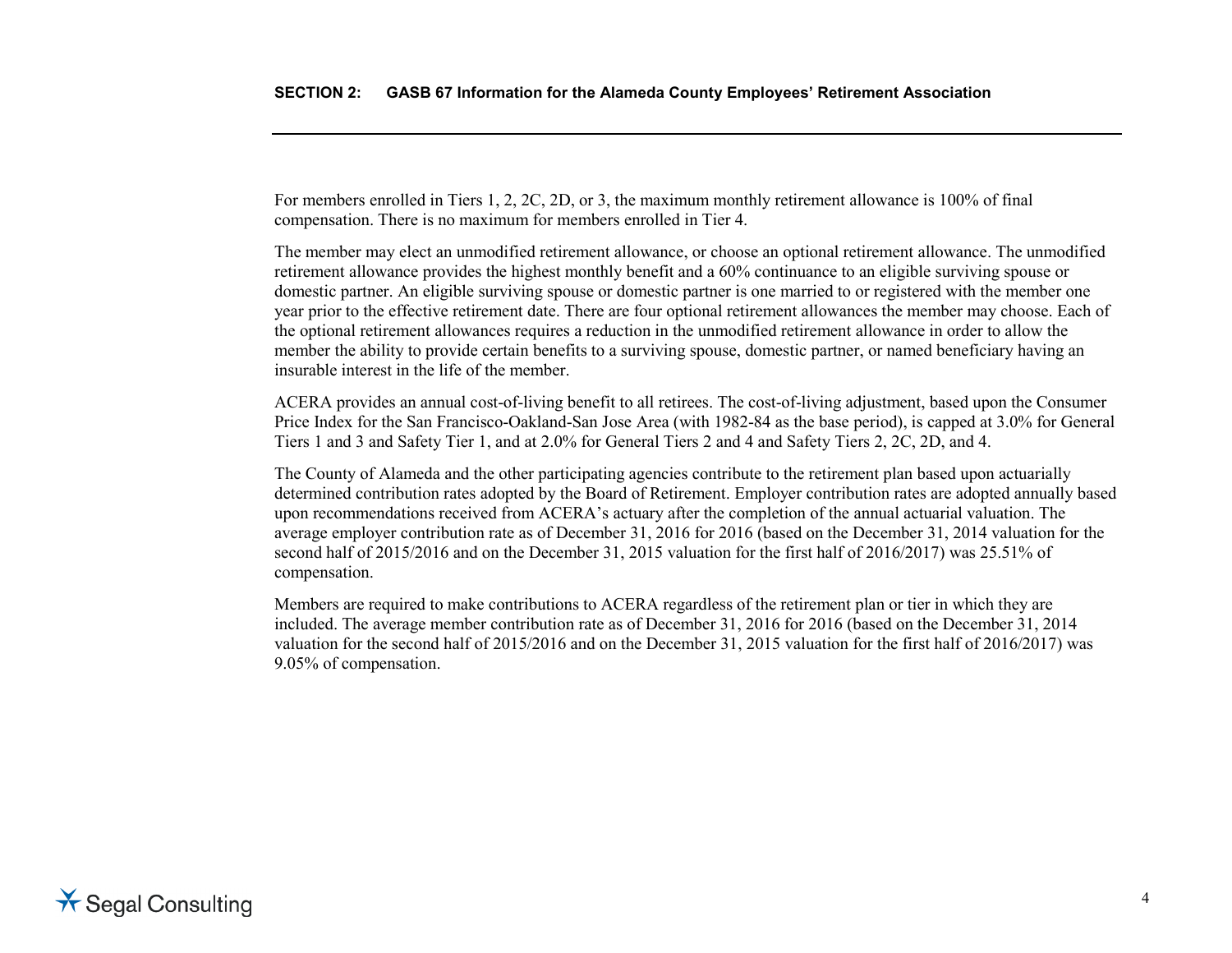For members enrolled in Tiers 1, 2, 2C, 2D, or 3, the maximum monthly retirement allowance is 100% of final compensation. There is no maximum for members enrolled in Tier 4.

The member may elect an unmodified retirement allowance, or choose an optional retirement allowance. The unmodified retirement allowance provides the highest monthly benefit and a 60% continuance to an eligible surviving spouse or domestic partner. An eligible surviving spouse or domestic partner is one married to or registered with the member one year prior to the effective retirement date. There are four optional retirement allowances the member may choose. Each of the optional retirement allowances requires a reduction in the unmodified retirement allowance in order to allow the member the ability to provide certain benefits to a surviving spouse, domestic partner, or named beneficiary having an insurable interest in the life of the member.

ACERA provides an annual cost-of-living benefit to all retirees. The cost-of-living adjustment, based upon the Consumer Price Index for the San Francisco-Oakland-San Jose Area (with 1982-84 as the base period), is capped at 3.0% for General Tiers 1 and 3 and Safety Tier 1, and at 2.0% for General Tiers 2 and 4 and Safety Tiers 2, 2C, 2D, and 4.

The County of Alameda and the other participating agencies contribute to the retirement plan based upon actuarially determined contribution rates adopted by the Board of Retirement. Employer contribution rates are adopted annually based upon recommendations received from ACERA's actuary after the completion of the annual actuarial valuation. The average employer contribution rate as of December 31, 2016 for 2016 (based on the December 31, 2014 valuation for the second half of 2015/2016 and on the December 31, 2015 valuation for the first half of 2016/2017) was 25.51% of compensation.

Members are required to make contributions to ACERA regardless of the retirement plan or tier in which they are included. The average member contribution rate as of December 31, 2016 for 2016 (based on the December 31, 2014 valuation for the second half of 2015/2016 and on the December 31, 2015 valuation for the first half of 2016/2017) was 9.05% of compensation.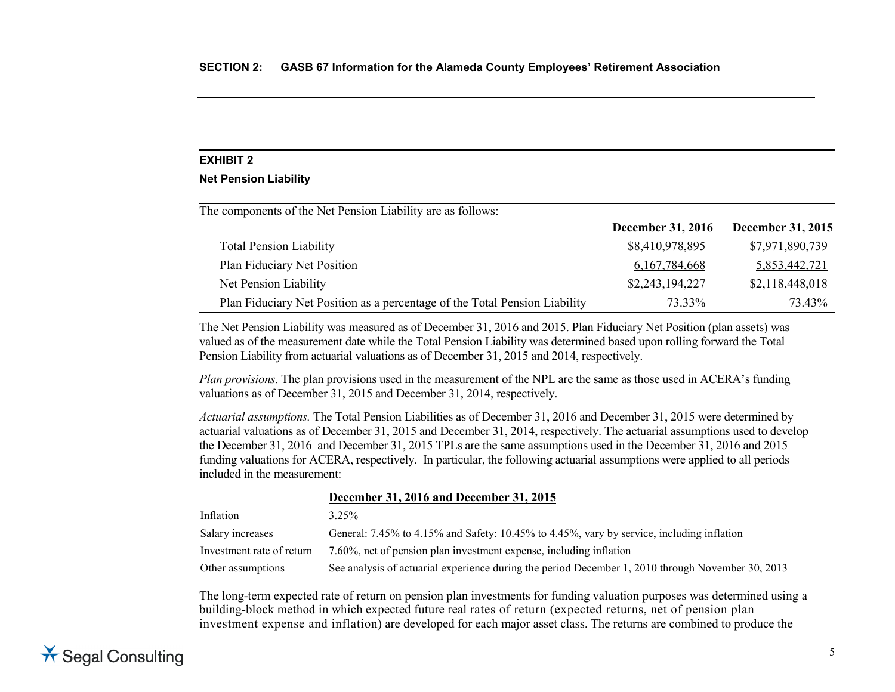## EXHIBIT 2

### Net Pension Liability

| The components of the Net Pension Liability are as follows: | December 31, 2016 | December 31, 2015 |
|---|---|---|
| Total Pension Liability | $8,410,978,895 | $7,971,890,739 |
| Plan Fiduciary Net Position | 6,167,784,668 | 5,853,442,721 |
| Net Pension Liability | $2,243,194,227 | $2,118,448,018 |
| Plan Fiduciary Net Position as a percentage of the Total Pension Liability | 73.33% | 73.43% |

The Net Pension Liability was measured as of December 31, 2016 and 2015. Plan Fiduciary Net Position (plan assets) was valued as of the measurement date while the Total Pension Liability was determined based upon rolling forward the Total Pension Liability from actuarial valuations as of December 31, 2015 and 2014, respectively.

*Plan provisions*. The plan provisions used in the measurement of the NPL are the same as those used in ACERA's funding valuations as of December 31, 2015 and December 31, 2014, respectively.

*Actuarial assumptions.* The Total Pension Liabilities as of December 31, 2016 and December 31, 2015 were determined by actuarial valuations as of December 31, 2015 and December 31, 2014, respectively. The actuarial assumptions used to develop the December 31, 2016 and December 31, 2015 TPLs are the same assumptions used in the December 31, 2016 and 2015 funding valuations for ACERA, respectively. In particular, the following actuarial assumptions were applied to all periods included in the measurement:

| | December 31, 2016 and December 31, 2015 |
|---|---|
| Inflation | 3.25% |
| Salary increases | General: 7.45% to 4.15% and Safety: 10.45% to 4.45%, vary by service, including inflation |
| Investment rate of return | 7.60%, net of pension plan investment expense, including inflation |
| Other assumptions | See analysis of actuarial experience during the period December 1, 2010 through November 30, 2013 |

The long-term expected rate of return on pension plan investments for funding valuation purposes was determined using a building-block method in which expected future real rates of return (expected returns, net of pension plan investment expense and inflation) are developed for each major asset class. The returns are combined to produce the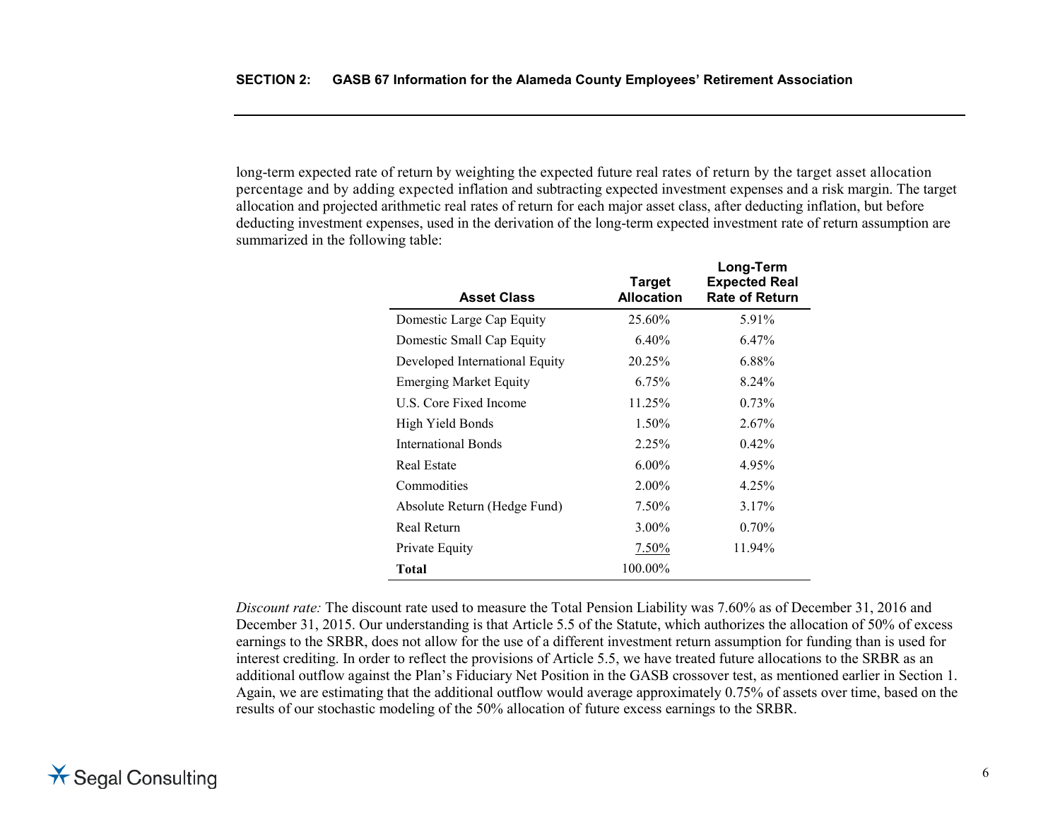long-term expected rate of return by weighting the expected future real rates of return by the target asset allocation percentage and by adding expected inflation and subtracting expected investment expenses and a risk margin. The target allocation and projected arithmetic real rates of return for each major asset class, after deducting inflation, but before deducting investment expenses, used in the derivation of the long-term expected investment rate of return assumption are summarized in the following table:

| Asset Class | Target Allocation | Long-Term Expected Real Rate of Return |
|---|---|---|
| Domestic Large Cap Equity | 25.60% | 5.91% |
| Domestic Small Cap Equity | 6.40% | 6.47% |
| Developed International Equity | 20.25% | 6.88% |
| Emerging Market Equity | 6.75% | 8.24% |
| U.S. Core Fixed Income | 11.25% | 0.73% |
| High Yield Bonds | 1.50% | 2.67% |
| International Bonds | 2.25% | 0.42% |
| Real Estate | 6.00% | 4.95% |
| Commodities | 2.00% | 4.25% |
| Absolute Return (Hedge Fund) | 7.50% | 3.17% |
| Real Return | 3.00% | 0.70% |
| Private Equity | 7.50% | 11.94% |
| **Total** | 100.00% | |

*Discount rate:* The discount rate used to measure the Total Pension Liability was 7.60% as of December 31, 2016 and December 31, 2015. Our understanding is that Article 5.5 of the Statute, which authorizes the allocation of 50% of excess earnings to the SRBR, does not allow for the use of a different investment return assumption for funding than is used for interest crediting. In order to reflect the provisions of Article 5.5, we have treated future allocations to the SRBR as an additional outflow against the Plan's Fiduciary Net Position in the GASB crossover test, as mentioned earlier in Section 1. Again, we are estimating that the additional outflow would average approximately 0.75% of assets over time, based on the results of our stochastic modeling of the 50% allocation of future excess earnings to the SRBR.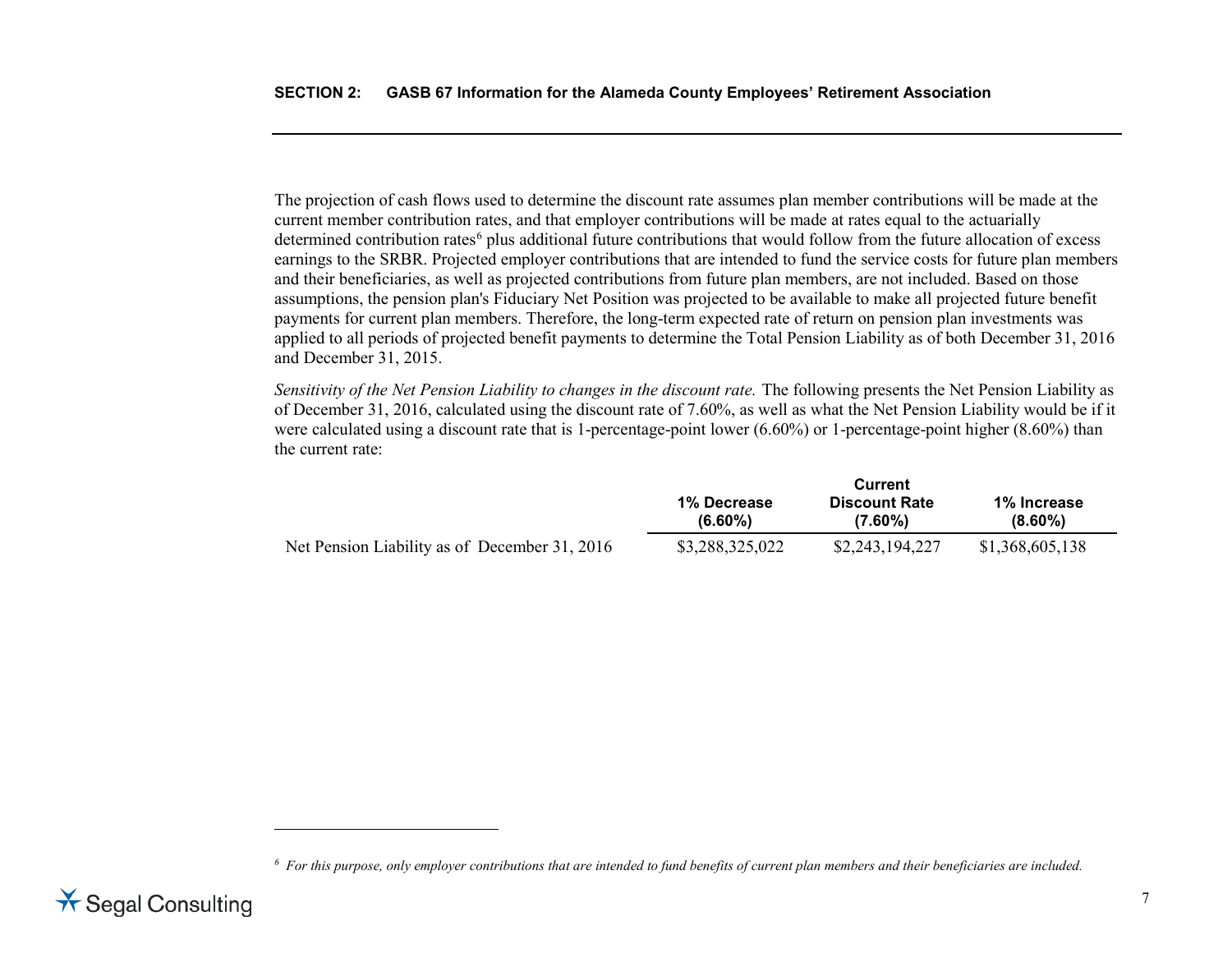The projection of cash flows used to determine the discount rate assumes plan member contributions will be made at the current member contribution rates, and that employer contributions will be made at rates equal to the actuarially determined contribution rates[6] plus additional future contributions that would follow from the future allocation of excess earnings to the SRBR. Projected employer contributions that are intended to fund the service costs for future plan members and their beneficiaries, as well as projected contributions from future plan members, are not included. Based on those assumptions, the pension plan's Fiduciary Net Position was projected to be available to make all projected future benefit payments for current plan members. Therefore, the long-term expected rate of return on pension plan investments was applied to all periods of projected benefit payments to determine the Total Pension Liability as of both December 31, 2016 and December 31, 2015.

*Sensitivity of the Net Pension Liability to changes in the discount rate.* The following presents the Net Pension Liability as of December 31, 2016, calculated using the discount rate of 7.60%, as well as what the Net Pension Liability would be if it were calculated using a discount rate that is 1-percentage-point lower (6.60%) or 1-percentage-point higher (8.60%) than the current rate:

| | 1% Decrease (6.60%) | Current Discount Rate (7.60%) | 1% Increase (8.60%) |
|---|---|---|---|
| Net Pension Liability as of December 31, 2016 | $3,288,325,022 | $2,243,194,227 | $1,368,605,138 |

[6] *For this purpose, only employer contributions that are intended to fund benefits of current plan members and their beneficiaries are included.*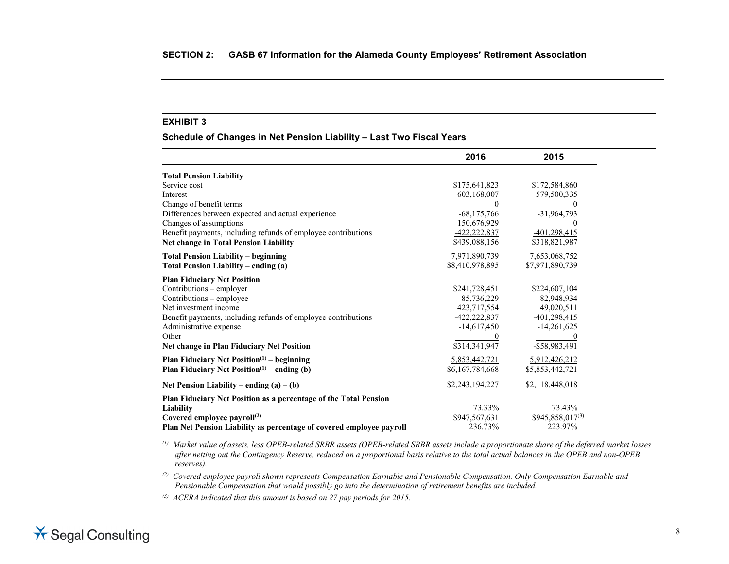## SECTION 2: GASB 67 Information for the Alameda County Employees' Retirement Association

### EXHIBIT 3

**Schedule of Changes in Net Pension Liability – Last Two Fiscal Years**

| | 2016 | 2015 |
|---|---|---|
| **Total Pension Liability** | | |
| Service cost | $175,641,823 | $172,584,860 |
| Interest | 603,168,007 | 579,500,335 |
| Change of benefit terms | 0 | 0 |
| Differences between expected and actual experience | -68,175,766 | -31,964,793 |
| Changes of assumptions | 150,676,929 | 0 |
| Benefit payments, including refunds of employee contributions | -422,222,837 | -401,298,415 |
| **Net change in Total Pension Liability** | $439,088,156 | $318,821,987 |
| **Total Pension Liability – beginning** | 7,971,890,739 | 7,653,068,752 |
| **Total Pension Liability – ending (a)** | $8,410,978,895 | $7,971,890,739 |
| **Plan Fiduciary Net Position** | | |
| Contributions – employer | $241,728,451 | $224,607,104 |
| Contributions – employee | 85,736,229 | 82,948,934 |
| Net investment income | 423,717,554 | 49,020,511 |
| Benefit payments, including refunds of employee contributions | -422,222,837 | -401,298,415 |
| Administrative expense | -14,617,450 | -14,261,625 |
| Other | 0 | 0 |
| **Net change in Plan Fiduciary Net Position** | $314,341,947 | -$58,983,491 |
| **Plan Fiduciary Net Position[(1)] – beginning** | 5,853,442,721 | 5,912,426,212 |
| **Plan Fiduciary Net Position[(1)] – ending (b)** | $6,167,784,668 | $5,853,442,721 |
| **Net Pension Liability – ending (a) – (b)** | $2,243,194,227 | $2,118,448,018 |
| **Plan Fiduciary Net Position as a percentage of the Total Pension Liability** | 73.33% | 73.43% |
| **Covered employee payroll[(2)]** | $947,567,631 | $945,858,017[(3)] |
| **Plan Net Pension Liability as percentage of covered employee payroll** | 236.73% | 223.97% |

*[(1)] Market value of assets, less OPEB-related SRBR assets (OPEB-related SRBR assets include a proportionate share of the deferred market losses after netting out the Contingency Reserve, reduced on a proportional basis relative to the total actual balances in the OPEB and non-OPEB reserves).*

*[(2)] Covered employee payroll shown represents Compensation Earnable and Pensionable Compensation. Only Compensation Earnable and Pensionable Compensation that would possibly go into the determination of retirement benefits are included.*

*[(3)] ACERA indicated that this amount is based on 27 pay periods for 2015.*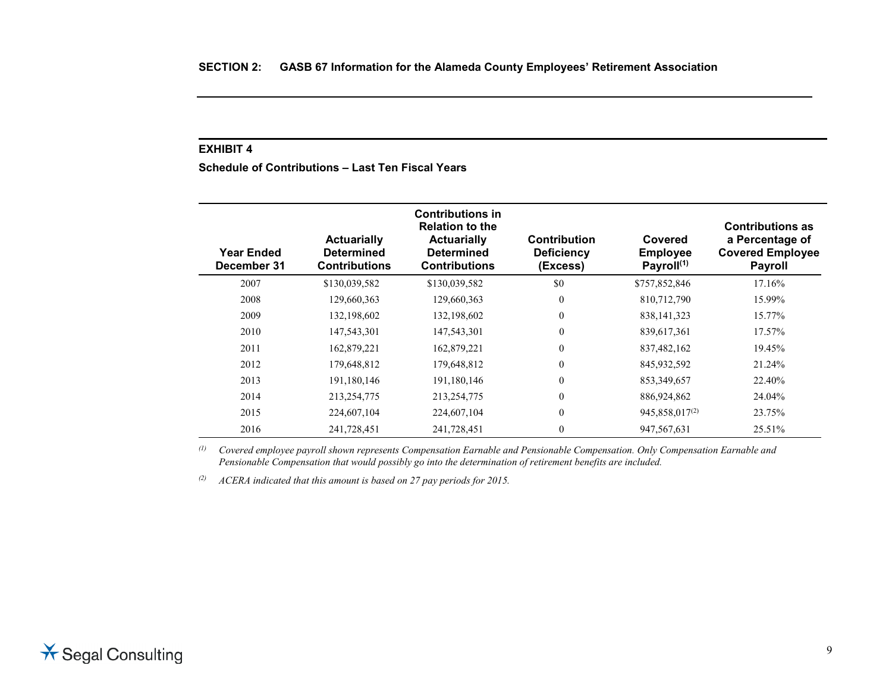## EXHIBIT 4

**Schedule of Contributions – Last Ten Fiscal Years**

| Year Ended December 31 | Actuarially Determined Contributions | Contributions in Relation to the Actuarially Determined Contributions | Contribution Deficiency (Excess) | Covered Employee Payroll[1] | Contributions as a Percentage of Covered Employee Payroll |
|---|---|---|---|---|---|
| 2007 | $130,039,582 | $130,039,582 | $0 | $757,852,846 | 17.16% |
| 2008 | 129,660,363 | 129,660,363 | 0 | 810,712,790 | 15.99% |
| 2009 | 132,198,602 | 132,198,602 | 0 | 838,141,323 | 15.77% |
| 2010 | 147,543,301 | 147,543,301 | 0 | 839,617,361 | 17.57% |
| 2011 | 162,879,221 | 162,879,221 | 0 | 837,482,162 | 19.45% |
| 2012 | 179,648,812 | 179,648,812 | 0 | 845,932,592 | 21.24% |
| 2013 | 191,180,146 | 191,180,146 | 0 | 853,349,657 | 22.40% |
| 2014 | 213,254,775 | 213,254,775 | 0 | 886,924,862 | 24.04% |
| 2015 | 224,607,104 | 224,607,104 | 0 | 945,858,017[2] | 23.75% |
| 2016 | 241,728,451 | 241,728,451 | 0 | 947,567,631 | 25.51% |

[1] *Covered employee payroll shown represents Compensation Earnable and Pensionable Compensation. Only Compensation Earnable and Pensionable Compensation that would possibly go into the determination of retirement benefits are included.*

[2] *ACERA indicated that this amount is based on 27 pay periods for 2015.*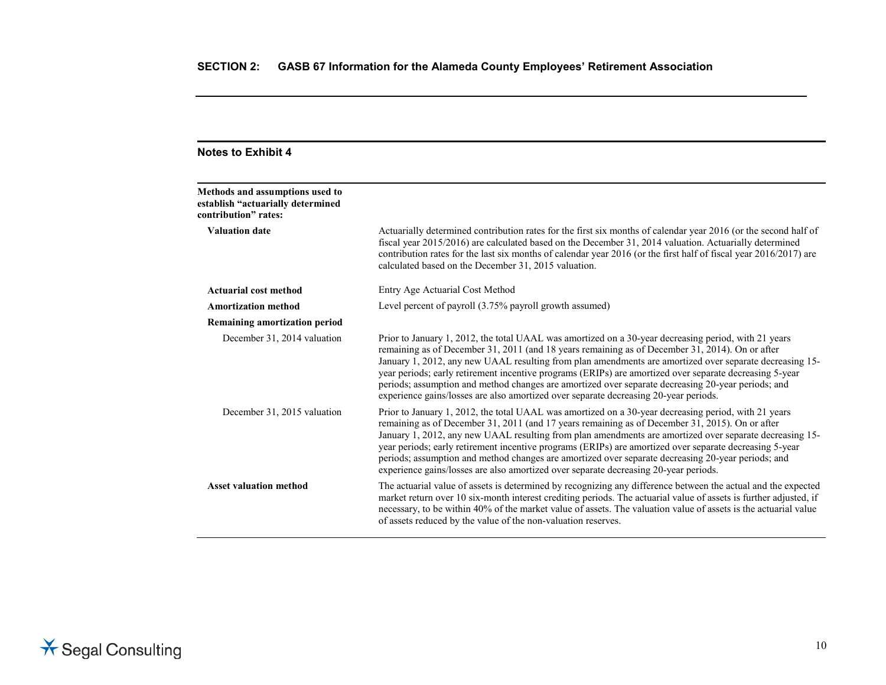## Notes to Exhibit 4

| Methods and assumptions used to establish "actuarially determined contribution" rates: | |
|---|---|
| **Valuation date** | Actuarially determined contribution rates for the first six months of calendar year 2016 (or the second half of fiscal year 2015/2016) are calculated based on the December 31, 2014 valuation. Actuarially determined contribution rates for the last six months of calendar year 2016 (or the first half of fiscal year 2016/2017) are calculated based on the December 31, 2015 valuation. |
| **Actuarial cost method** | Entry Age Actuarial Cost Method |
| **Amortization method** | Level percent of payroll (3.75% payroll growth assumed) |
| **Remaining amortization period** | |
| December 31, 2014 valuation | Prior to January 1, 2012, the total UAAL was amortized on a 30-year decreasing period, with 21 years remaining as of December 31, 2011 (and 18 years remaining as of December 31, 2014). On or after January 1, 2012, any new UAAL resulting from plan amendments are amortized over separate decreasing 15-year periods; early retirement incentive programs (ERIPs) are amortized over separate decreasing 5-year periods; assumption and method changes are amortized over separate decreasing 20-year periods; and experience gains/losses are also amortized over separate decreasing 20-year periods. |
| December 31, 2015 valuation | Prior to January 1, 2012, the total UAAL was amortized on a 30-year decreasing period, with 21 years remaining as of December 31, 2011 (and 17 years remaining as of December 31, 2015). On or after January 1, 2012, any new UAAL resulting from plan amendments are amortized over separate decreasing 15-year periods; early retirement incentive programs (ERIPs) are amortized over separate decreasing 5-year periods; assumption and method changes are amortized over separate decreasing 20-year periods; and experience gains/losses are also amortized over separate decreasing 20-year periods. |
| **Asset valuation method** | The actuarial value of assets is determined by recognizing any difference between the actual and the expected market return over 10 six-month interest crediting periods. The actuarial value of assets is further adjusted, if necessary, to be within 40% of the market value of assets. The valuation value of assets is the actuarial value of assets reduced by the value of the non-valuation reserves. |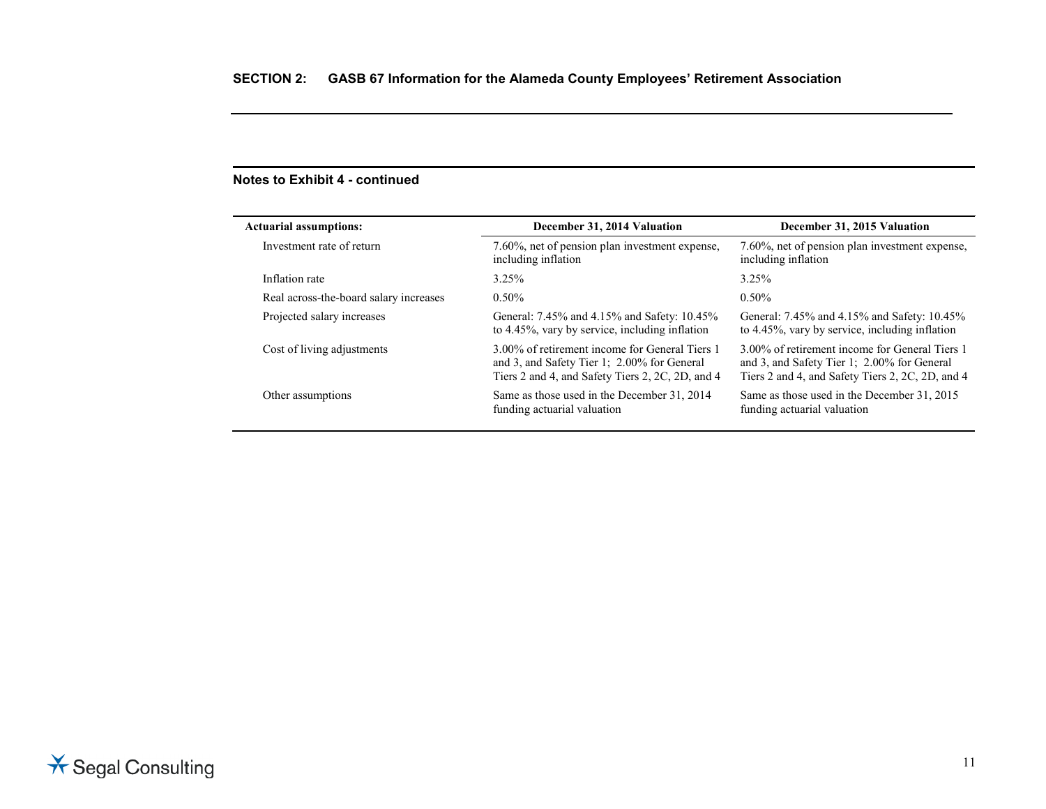**Notes to Exhibit 4 - continued**

| Actuarial assumptions: | December 31, 2014 Valuation | December 31, 2015 Valuation |
|---|---|---|
| Investment rate of return | 7.60%, net of pension plan investment expense, including inflation | 7.60%, net of pension plan investment expense, including inflation |
| Inflation rate | 3.25% | 3.25% |
| Real across-the-board salary increases | 0.50% | 0.50% |
| Projected salary increases | General: 7.45% and 4.15% and Safety: 10.45% to 4.45%, vary by service, including inflation | General: 7.45% and 4.15% and Safety: 10.45% to 4.45%, vary by service, including inflation |
| Cost of living adjustments | 3.00% of retirement income for General Tiers 1 and 3, and Safety Tier 1; 2.00% for General Tiers 2 and 4, and Safety Tiers 2, 2C, 2D, and 4 | 3.00% of retirement income for General Tiers 1 and 3, and Safety Tier 1; 2.00% for General Tiers 2 and 4, and Safety Tiers 2, 2C, 2D, and 4 |
| Other assumptions | Same as those used in the December 31, 2014 funding actuarial valuation | Same as those used in the December 31, 2015 funding actuarial valuation |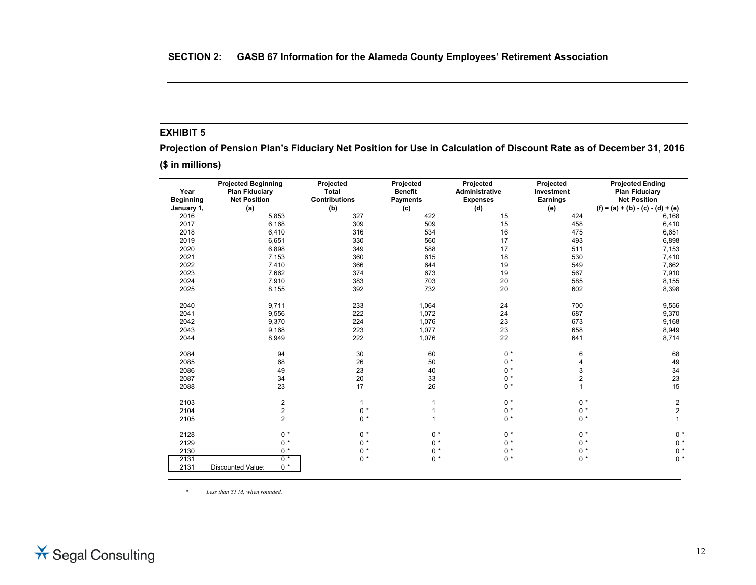**SECTION 2: GASB 67 Information for the Alameda County Employees' Retirement Association**

## EXHIBIT 5

### Projection of Pension Plan's Fiduciary Net Position for Use in Calculation of Discount Rate as of December 31, 2016

### ($ in millions)

| Year Beginning January 1, | Projected Beginning Plan Fiduciary Net Position (a) | Projected Total Contributions (b) | Projected Benefit Payments (c) | Projected Administrative Expenses (d) | Projected Investment Earnings (e) | Projected Ending Plan Fiduciary Net Position (f) = (a) + (b) - (c) - (d) + (e) |
|---|---|---|---|---|---|---|
| 2016 | 5,853 | 327 | 422 | 15 | 424 | 6,168 |
| 2017 | 6,168 | 309 | 509 | 15 | 458 | 6,410 |
| 2018 | 6,410 | 316 | 534 | 16 | 475 | 6,651 |
| 2019 | 6,651 | 330 | 560 | 17 | 493 | 6,898 |
| 2020 | 6,898 | 349 | 588 | 17 | 511 | 7,153 |
| 2021 | 7,153 | 360 | 615 | 18 | 530 | 7,410 |
| 2022 | 7,410 | 366 | 644 | 19 | 549 | 7,662 |
| 2023 | 7,662 | 374 | 673 | 19 | 567 | 7,910 |
| 2024 | 7,910 | 383 | 703 | 20 | 585 | 8,155 |
| 2025 | 8,155 | 392 | 732 | 20 | 602 | 8,398 |
| | | | | | | |
| 2040 | 9,711 | 233 | 1,064 | 24 | 700 | 9,556 |
| 2041 | 9,556 | 222 | 1,072 | 24 | 687 | 9,370 |
| 2042 | 9,370 | 224 | 1,076 | 23 | 673 | 9,168 |
| 2043 | 9,168 | 223 | 1,077 | 23 | 658 | 8,949 |
| 2044 | 8,949 | 222 | 1,076 | 22 | 641 | 8,714 |
| | | | | | | |
| 2084 | 94 | 30 | 60 | 0 * | 6 | 68 |
| 2085 | 68 | 26 | 50 | 0 * | 4 | 49 |
| 2086 | 49 | 23 | 40 | 0 * | 3 | 34 |
| 2087 | 34 | 20 | 33 | 0 * | 2 | 23 |
| 2088 | 23 | 17 | 26 | 0 * | 1 | 15 |
| | | | | | | |
| 2103 | 2 | 1 | 1 | 0 * | 0 * | 2 |
| 2104 | 2 | 0 * | 1 | 0 * | 0 * | 2 |
| 2105 | 2 | 0 * | 1 | 0 * | 0 * | 1 |
| | | | | | | |
| 2128 | 0 * | 0 * | 0 * | 0 * | 0 * | 0 * |
| 2129 | 0 * | 0 * | 0 * | 0 * | 0 * | 0 * |
| 2130 | 0 * | 0 * | 0 * | 0 * | 0 * | 0 * |
| 2131 | 0 * | 0 * | 0 * | 0 * | 0 * | 0 * |
| 2131 | Discounted Value: 0 * | | | | | |

\* *Less than $1 M, when rounded.*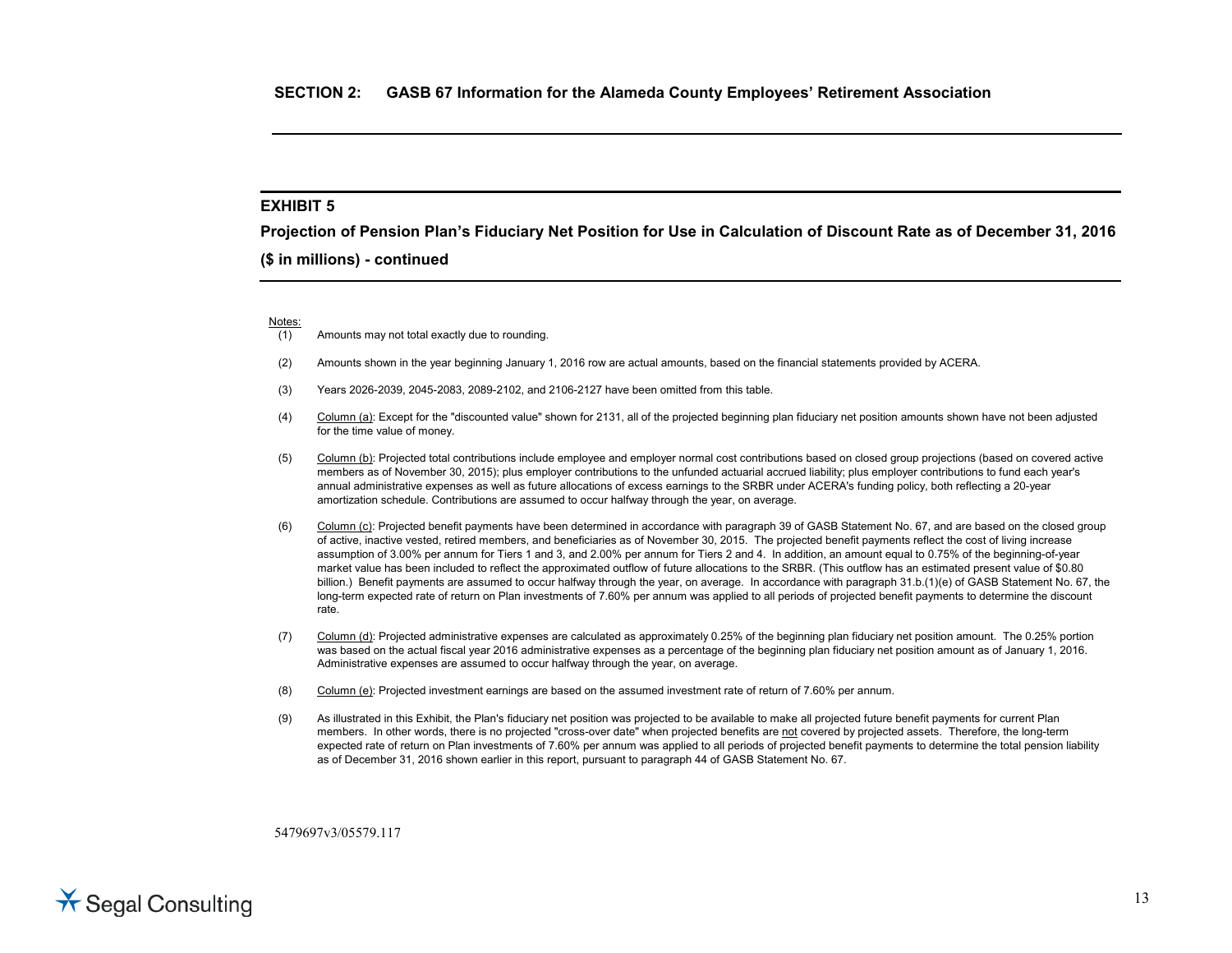## EXHIBIT 5

**Projection of Pension Plan's Fiduciary Net Position for Use in Calculation of Discount Rate as of December 31, 2016**

**($ in millions) - continued**

Notes:

(1) Amounts may not total exactly due to rounding.

(2) Amounts shown in the year beginning January 1, 2016 row are actual amounts, based on the financial statements provided by ACERA.

(3) Years 2026-2039, 2045-2083, 2089-2102, and 2106-2127 have been omitted from this table.

(4) Column (a): Except for the "discounted value" shown for 2131, all of the projected beginning plan fiduciary net position amounts shown have not been adjusted for the time value of money.

(5) Column (b): Projected total contributions include employee and employer normal cost contributions based on closed group projections (based on covered active members as of November 30, 2015); plus employer contributions to the unfunded actuarial accrued liability; plus employer contributions to fund each year's annual administrative expenses as well as future allocations of excess earnings to the SRBR under ACERA's funding policy, both reflecting a 20-year amortization schedule. Contributions are assumed to occur halfway through the year, on average.

(6) Column (c): Projected benefit payments have been determined in accordance with paragraph 39 of GASB Statement No. 67, and are based on the closed group of active, inactive vested, retired members, and beneficiaries as of November 30, 2015. The projected benefit payments reflect the cost of living increase assumption of 3.00% per annum for Tiers 1 and 3, and 2.00% per annum for Tiers 2 and 4. In addition, an amount equal to 0.75% of the beginning-of-year market value has been included to reflect the approximated outflow of future allocations to the SRBR. (This outflow has an estimated present value of $0.80 billion.) Benefit payments are assumed to occur halfway through the year, on average. In accordance with paragraph 31.b.(1)(e) of GASB Statement No. 67, the long-term expected rate of return on Plan investments of 7.60% per annum was applied to all periods of projected benefit payments to determine the discount rate.

(7) Column (d): Projected administrative expenses are calculated as approximately 0.25% of the beginning plan fiduciary net position amount. The 0.25% portion was based on the actual fiscal year 2016 administrative expenses as a percentage of the beginning plan fiduciary net position amount as of January 1, 2016. Administrative expenses are assumed to occur halfway through the year, on average.

(8) Column (e): Projected investment earnings are based on the assumed investment rate of return of 7.60% per annum.

(9) As illustrated in this Exhibit, the Plan's fiduciary net position was projected to be available to make all projected future benefit payments for current Plan members. In other words, there is no projected "cross-over date" when projected benefits are not covered by projected assets. Therefore, the long-term expected rate of return on Plan investments of 7.60% per annum was applied to all periods of projected benefit payments to determine the total pension liability as of December 31, 2016 shown earlier in this report, pursuant to paragraph 44 of GASB Statement No. 67.

5479697v3/05579.117